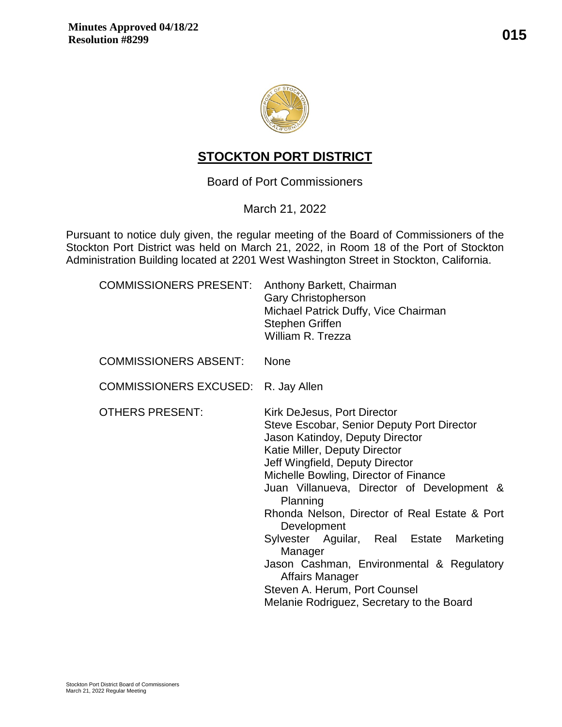**Minutes Approved 04/18/22**
**Resolution #8299**

# STOCKTON PORT DISTRICT

Board of Port Commissioners

March 21, 2022

Pursuant to notice duly given, the regular meeting of the Board of Commissioners of the Stockton Port District was held on March 21, 2022, in Room 18 of the Port of Stockton Administration Building located at 2201 West Washington Street in Stockton, California.

| | |
|---|---|
| COMMISSIONERS PRESENT: | Anthony Barkett, Chairman<br>Gary Christopherson<br>Michael Patrick Duffy, Vice Chairman<br>Stephen Griffen<br>William R. Trezza |
| COMMISSIONERS ABSENT: | None |
| COMMISSIONERS EXCUSED: | R. Jay Allen |
| OTHERS PRESENT: | Kirk DeJesus, Port Director<br>Steve Escobar, Senior Deputy Port Director<br>Jason Katindoy, Deputy Director<br>Katie Miller, Deputy Director<br>Jeff Wingfield, Deputy Director<br>Michelle Bowling, Director of Finance<br>Juan Villanueva, Director of Development & Planning<br>Rhonda Nelson, Director of Real Estate & Port Development<br>Sylvester Aguilar, Real Estate Marketing Manager<br>Jason Cashman, Environmental & Regulatory Affairs Manager<br>Steven A. Herum, Port Counsel<br>Melanie Rodriguez, Secretary to the Board |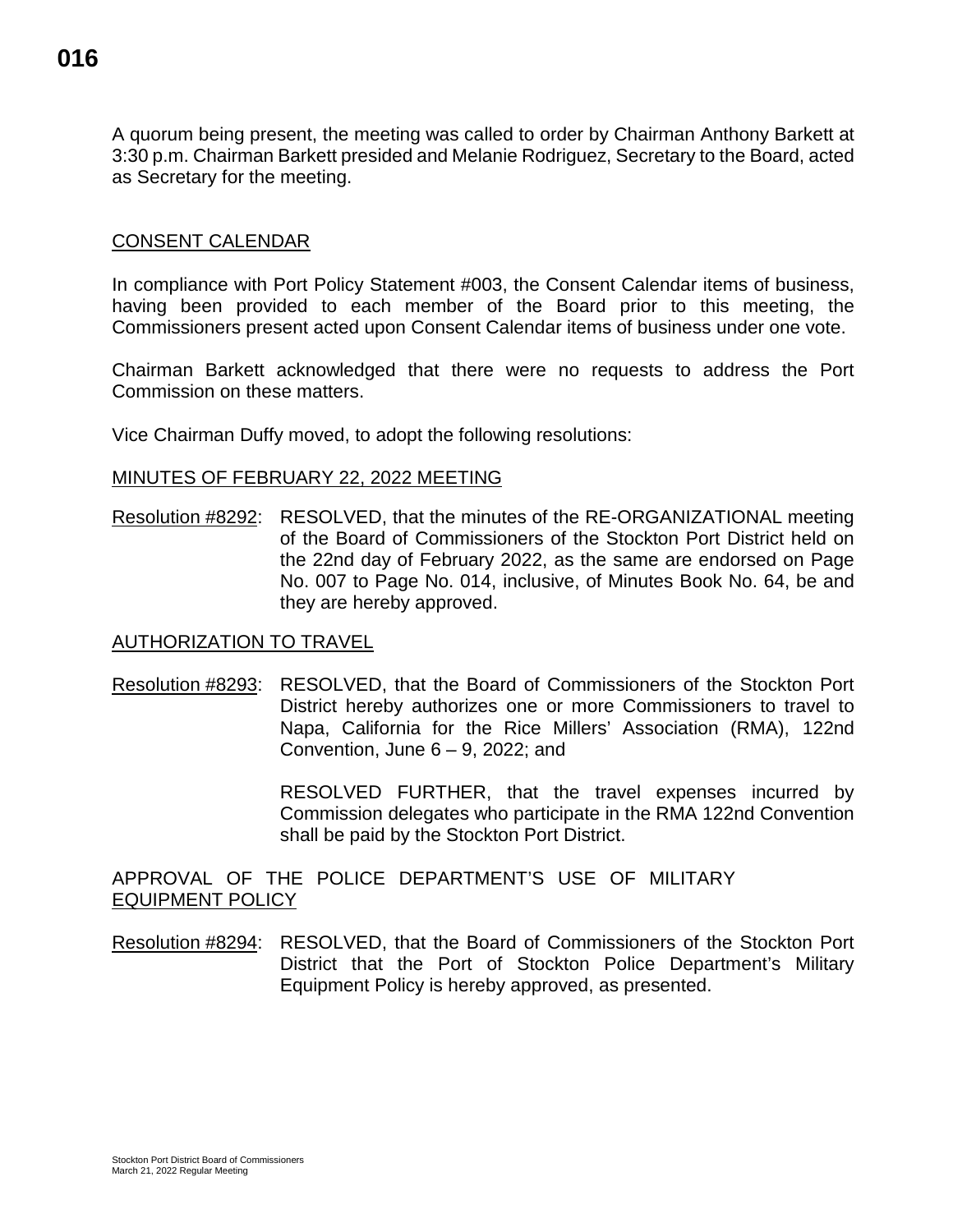A quorum being present, the meeting was called to order by Chairman Anthony Barkett at 3:30 p.m. Chairman Barkett presided and Melanie Rodriguez, Secretary to the Board, acted as Secretary for the meeting.

## CONSENT CALENDAR

In compliance with Port Policy Statement #003, the Consent Calendar items of business, having been provided to each member of the Board prior to this meeting, the Commissioners present acted upon Consent Calendar items of business under one vote.

Chairman Barkett acknowledged that there were no requests to address the Port Commission on these matters.

Vice Chairman Duffy moved, to adopt the following resolutions:

### MINUTES OF FEBRUARY 22, 2022 MEETING

Resolution #8292: RESOLVED, that the minutes of the RE-ORGANIZATIONAL meeting of the Board of Commissioners of the Stockton Port District held on the 22nd day of February 2022, as the same are endorsed on Page No. 007 to Page No. 014, inclusive, of Minutes Book No. 64, be and they are hereby approved.

### AUTHORIZATION TO TRAVEL

Resolution #8293: RESOLVED, that the Board of Commissioners of the Stockton Port District hereby authorizes one or more Commissioners to travel to Napa, California for the Rice Millers' Association (RMA), 122nd Convention, June 6 – 9, 2022; and

RESOLVED FURTHER, that the travel expenses incurred by Commission delegates who participate in the RMA 122nd Convention shall be paid by the Stockton Port District.

### APPROVAL OF THE POLICE DEPARTMENT'S USE OF MILITARY EQUIPMENT POLICY

Resolution #8294: RESOLVED, that the Board of Commissioners of the Stockton Port District that the Port of Stockton Police Department's Military Equipment Policy is hereby approved, as presented.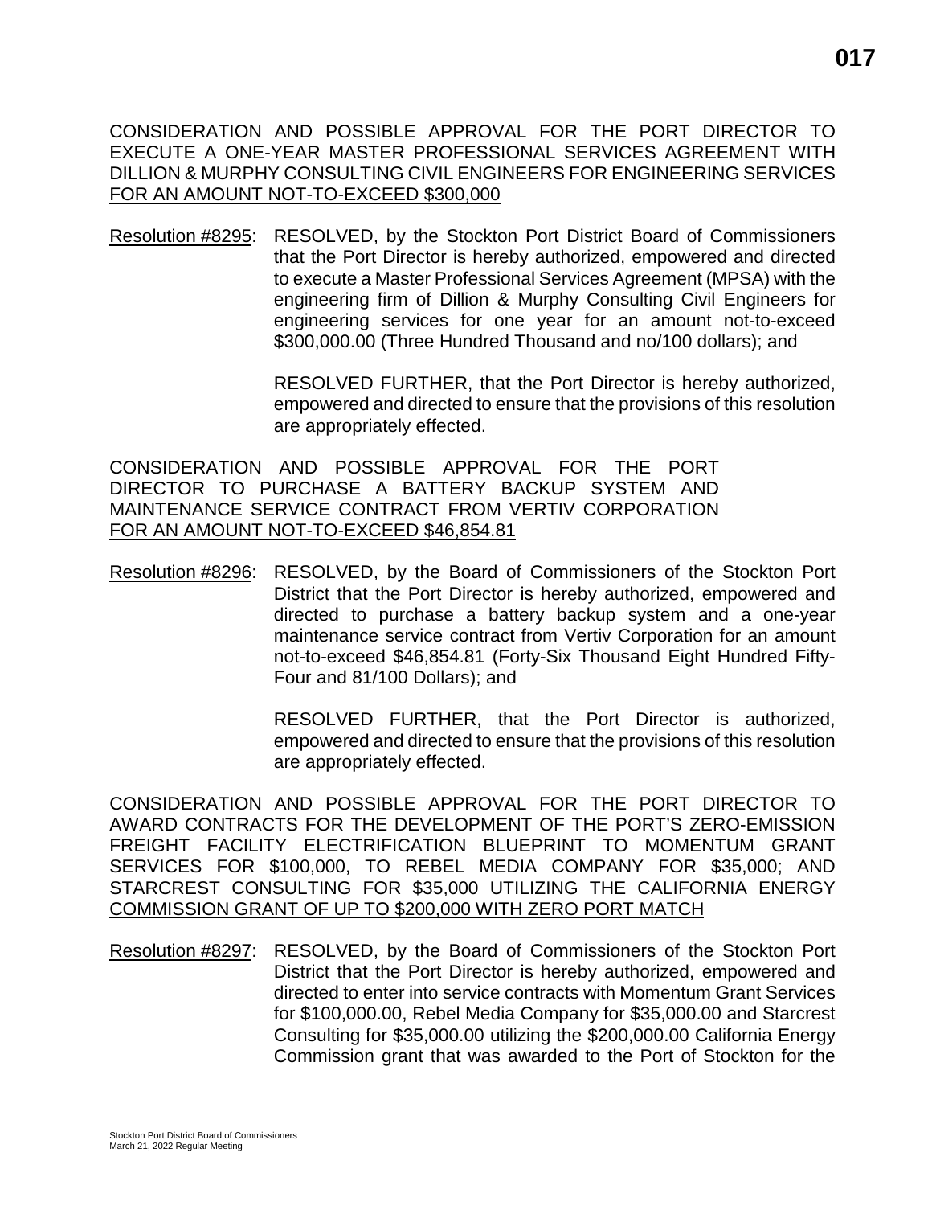CONSIDERATION AND POSSIBLE APPROVAL FOR THE PORT DIRECTOR TO EXECUTE A ONE-YEAR MASTER PROFESSIONAL SERVICES AGREEMENT WITH DILLION & MURPHY CONSULTING CIVIL ENGINEERS FOR ENGINEERING SERVICES FOR AN AMOUNT NOT-TO-EXCEED $300,000

Resolution #8295: RESOLVED, by the Stockton Port District Board of Commissioners that the Port Director is hereby authorized, empowered and directed to execute a Master Professional Services Agreement (MPSA) with the engineering firm of Dillion & Murphy Consulting Civil Engineers for engineering services for one year for an amount not-to-exceed $300,000.00 (Three Hundred Thousand and no/100 dollars); and

RESOLVED FURTHER, that the Port Director is hereby authorized, empowered and directed to ensure that the provisions of this resolution are appropriately effected.

CONSIDERATION AND POSSIBLE APPROVAL FOR THE PORT DIRECTOR TO PURCHASE A BATTERY BACKUP SYSTEM AND MAINTENANCE SERVICE CONTRACT FROM VERTIV CORPORATION FOR AN AMOUNT NOT-TO-EXCEED $46,854.81

Resolution #8296: RESOLVED, by the Board of Commissioners of the Stockton Port District that the Port Director is hereby authorized, empowered and directed to purchase a battery backup system and a one-year maintenance service contract from Vertiv Corporation for an amount not-to-exceed $46,854.81 (Forty-Six Thousand Eight Hundred Fifty-Four and 81/100 Dollars); and

RESOLVED FURTHER, that the Port Director is authorized, empowered and directed to ensure that the provisions of this resolution are appropriately effected.

CONSIDERATION AND POSSIBLE APPROVAL FOR THE PORT DIRECTOR TO AWARD CONTRACTS FOR THE DEVELOPMENT OF THE PORT'S ZERO-EMISSION FREIGHT FACILITY ELECTRIFICATION BLUEPRINT TO MOMENTUM GRANT SERVICES FOR $100,000, TO REBEL MEDIA COMPANY FOR $35,000; AND STARCREST CONSULTING FOR $35,000 UTILIZING THE CALIFORNIA ENERGY COMMISSION GRANT OF UP TO $200,000 WITH ZERO PORT MATCH

Resolution #8297: RESOLVED, by the Board of Commissioners of the Stockton Port District that the Port Director is hereby authorized, empowered and directed to enter into service contracts with Momentum Grant Services for $100,000.00, Rebel Media Company for $35,000.00 and Starcrest Consulting for $35,000.00 utilizing the $200,000.00 California Energy Commission grant that was awarded to the Port of Stockton for the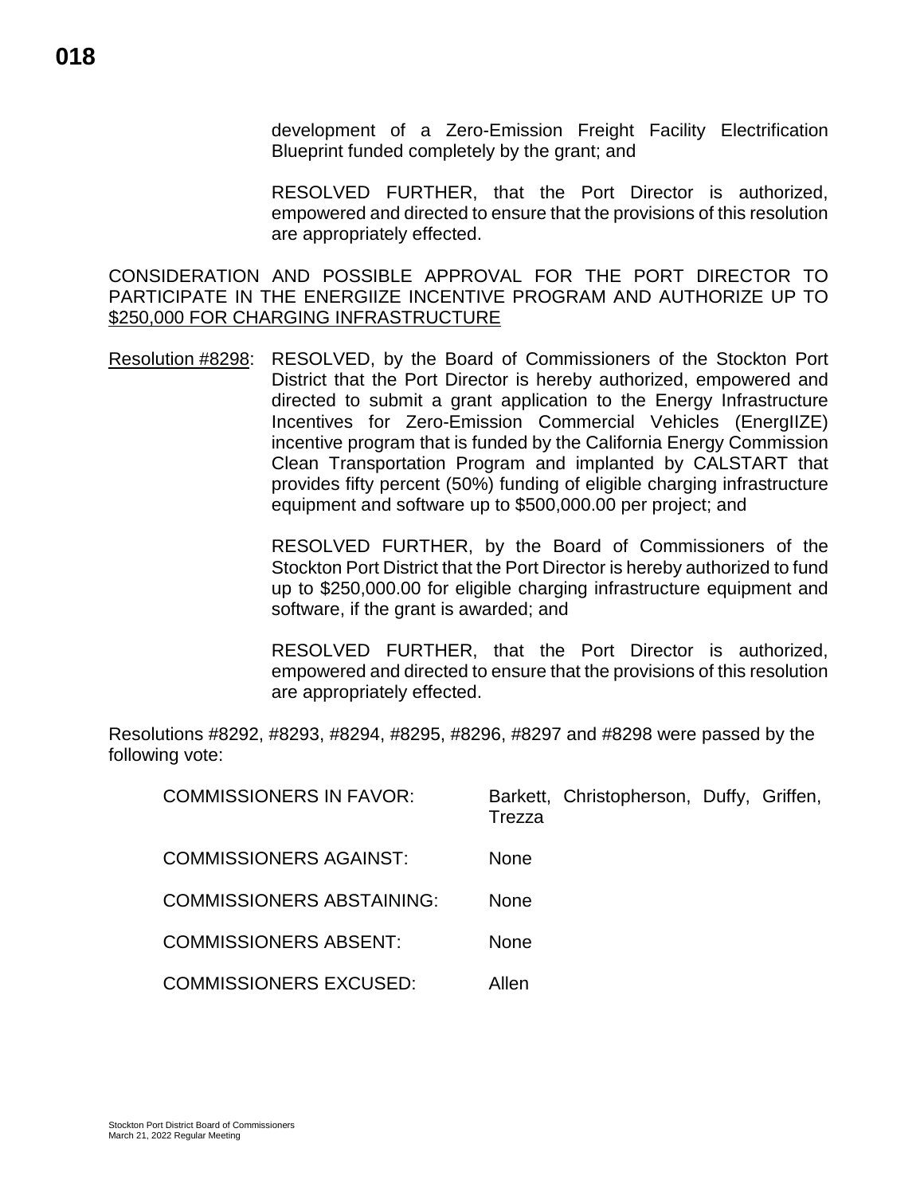development of a Zero-Emission Freight Facility Electrification Blueprint funded completely by the grant; and

RESOLVED FURTHER, that the Port Director is authorized, empowered and directed to ensure that the provisions of this resolution are appropriately effected.

CONSIDERATION AND POSSIBLE APPROVAL FOR THE PORT DIRECTOR TO PARTICIPATE IN THE ENERGIIZE INCENTIVE PROGRAM AND AUTHORIZE UP TO $250,000 FOR CHARGING INFRASTRUCTURE

Resolution #8298: RESOLVED, by the Board of Commissioners of the Stockton Port District that the Port Director is hereby authorized, empowered and directed to submit a grant application to the Energy Infrastructure Incentives for Zero-Emission Commercial Vehicles (EnergIIZE) incentive program that is funded by the California Energy Commission Clean Transportation Program and implanted by CALSTART that provides fifty percent (50%) funding of eligible charging infrastructure equipment and software up to $500,000.00 per project; and

RESOLVED FURTHER, by the Board of Commissioners of the Stockton Port District that the Port Director is hereby authorized to fund up to $250,000.00 for eligible charging infrastructure equipment and software, if the grant is awarded; and

RESOLVED FURTHER, that the Port Director is authorized, empowered and directed to ensure that the provisions of this resolution are appropriately effected.

Resolutions #8292, #8293, #8294, #8295, #8296, #8297 and #8298 were passed by the following vote:

| | |
|---|---|
| COMMISSIONERS IN FAVOR: | Barkett, Christopherson, Duffy, Griffen, Trezza |
| COMMISSIONERS AGAINST: | None |
| COMMISSIONERS ABSTAINING: | None |
| COMMISSIONERS ABSENT: | None |
| COMMISSIONERS EXCUSED: | Allen |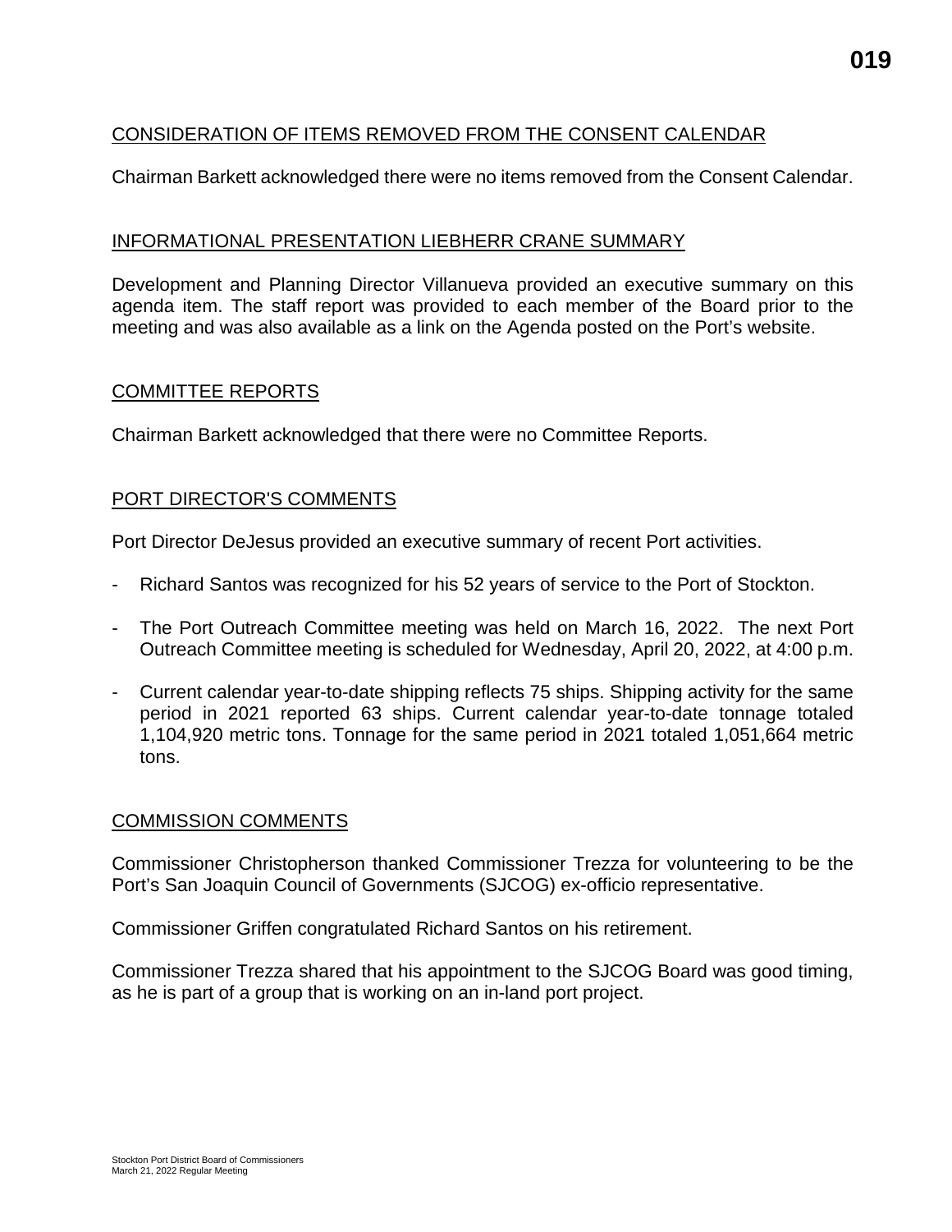## CONSIDERATION OF ITEMS REMOVED FROM THE CONSENT CALENDAR

Chairman Barkett acknowledged there were no items removed from the Consent Calendar.

## INFORMATIONAL PRESENTATION LIEBHERR CRANE SUMMARY

Development and Planning Director Villanueva provided an executive summary on this agenda item. The staff report was provided to each member of the Board prior to the meeting and was also available as a link on the Agenda posted on the Port's website.

## COMMITTEE REPORTS

Chairman Barkett acknowledged that there were no Committee Reports.

## PORT DIRECTOR'S COMMENTS

Port Director DeJesus provided an executive summary of recent Port activities.

- Richard Santos was recognized for his 52 years of service to the Port of Stockton.
- The Port Outreach Committee meeting was held on March 16, 2022. The next Port Outreach Committee meeting is scheduled for Wednesday, April 20, 2022, at 4:00 p.m.
- Current calendar year-to-date shipping reflects 75 ships. Shipping activity for the same period in 2021 reported 63 ships. Current calendar year-to-date tonnage totaled 1,104,920 metric tons. Tonnage for the same period in 2021 totaled 1,051,664 metric tons.

## COMMISSION COMMENTS

Commissioner Christopherson thanked Commissioner Trezza for volunteering to be the Port's San Joaquin Council of Governments (SJCOG) ex-officio representative.

Commissioner Griffen congratulated Richard Santos on his retirement.

Commissioner Trezza shared that his appointment to the SJCOG Board was good timing, as he is part of a group that is working on an in-land port project.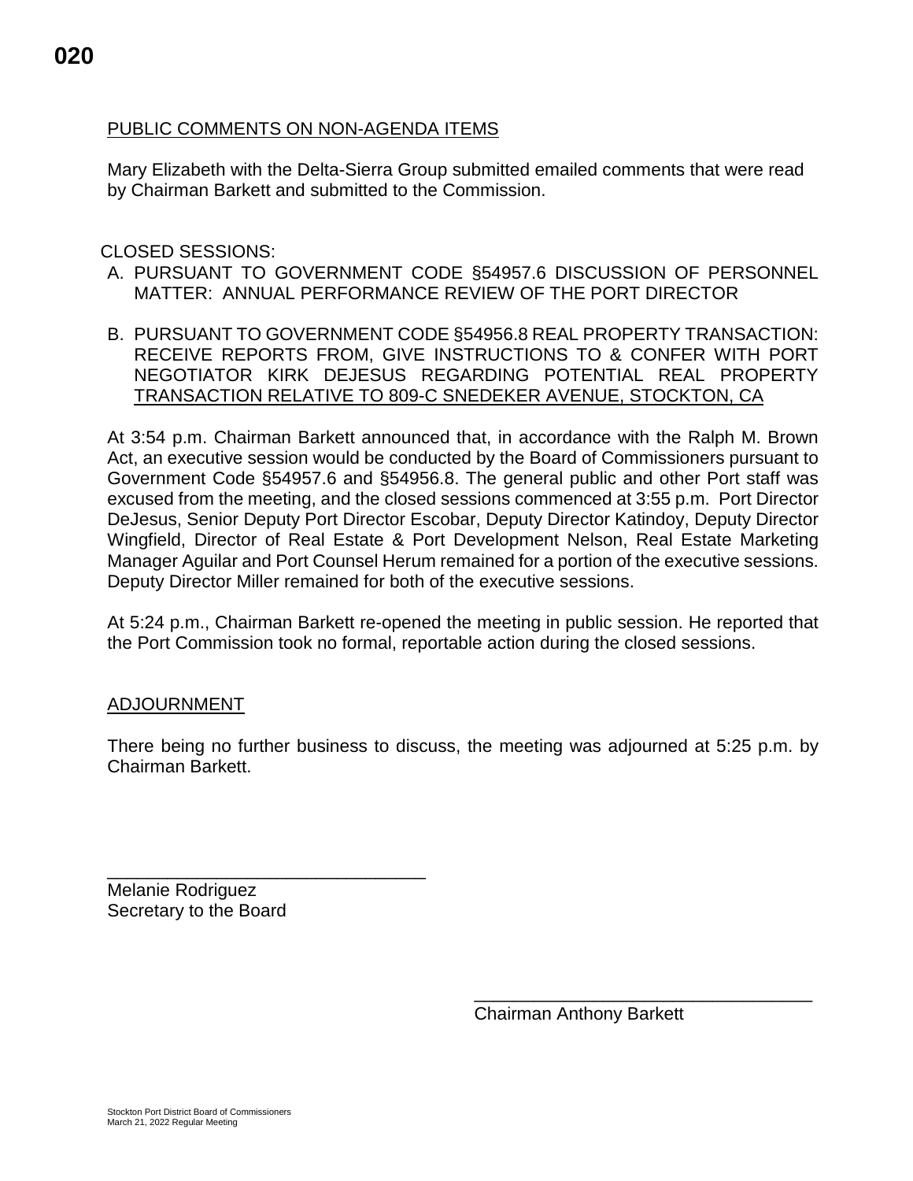PUBLIC COMMENTS ON NON-AGENDA ITEMS

Mary Elizabeth with the Delta-Sierra Group submitted emailed comments that were read by Chairman Barkett and submitted to the Commission.

CLOSED SESSIONS:

A. PURSUANT TO GOVERNMENT CODE §54957.6 DISCUSSION OF PERSONNEL MATTER: ANNUAL PERFORMANCE REVIEW OF THE PORT DIRECTOR

B. PURSUANT TO GOVERNMENT CODE §54956.8 REAL PROPERTY TRANSACTION: RECEIVE REPORTS FROM, GIVE INSTRUCTIONS TO & CONFER WITH PORT NEGOTIATOR KIRK DEJESUS REGARDING POTENTIAL REAL PROPERTY TRANSACTION RELATIVE TO 809-C SNEDEKER AVENUE, STOCKTON, CA

At 3:54 p.m. Chairman Barkett announced that, in accordance with the Ralph M. Brown Act, an executive session would be conducted by the Board of Commissioners pursuant to Government Code §54957.6 and §54956.8. The general public and other Port staff was excused from the meeting, and the closed sessions commenced at 3:55 p.m. Port Director DeJesus, Senior Deputy Port Director Escobar, Deputy Director Katindoy, Deputy Director Wingfield, Director of Real Estate & Port Development Nelson, Real Estate Marketing Manager Aguilar and Port Counsel Herum remained for a portion of the executive sessions. Deputy Director Miller remained for both of the executive sessions.

At 5:24 p.m., Chairman Barkett re-opened the meeting in public session. He reported that the Port Commission took no formal, reportable action during the closed sessions.

ADJOURNMENT

There being no further business to discuss, the meeting was adjourned at 5:25 p.m. by Chairman Barkett.

\_\_\_\_\_\_\_\_\_\_\_\_\_\_\_\_\_\_\_\_\_\_\_\_\_\_\_\_\_\_\_\_
Melanie Rodriguez
Secretary to the Board

\_\_\_\_\_\_\_\_\_\_\_\_\_\_\_\_\_\_\_\_\_\_\_\_\_\_\_\_\_\_\_\_
Chairman Anthony Barkett